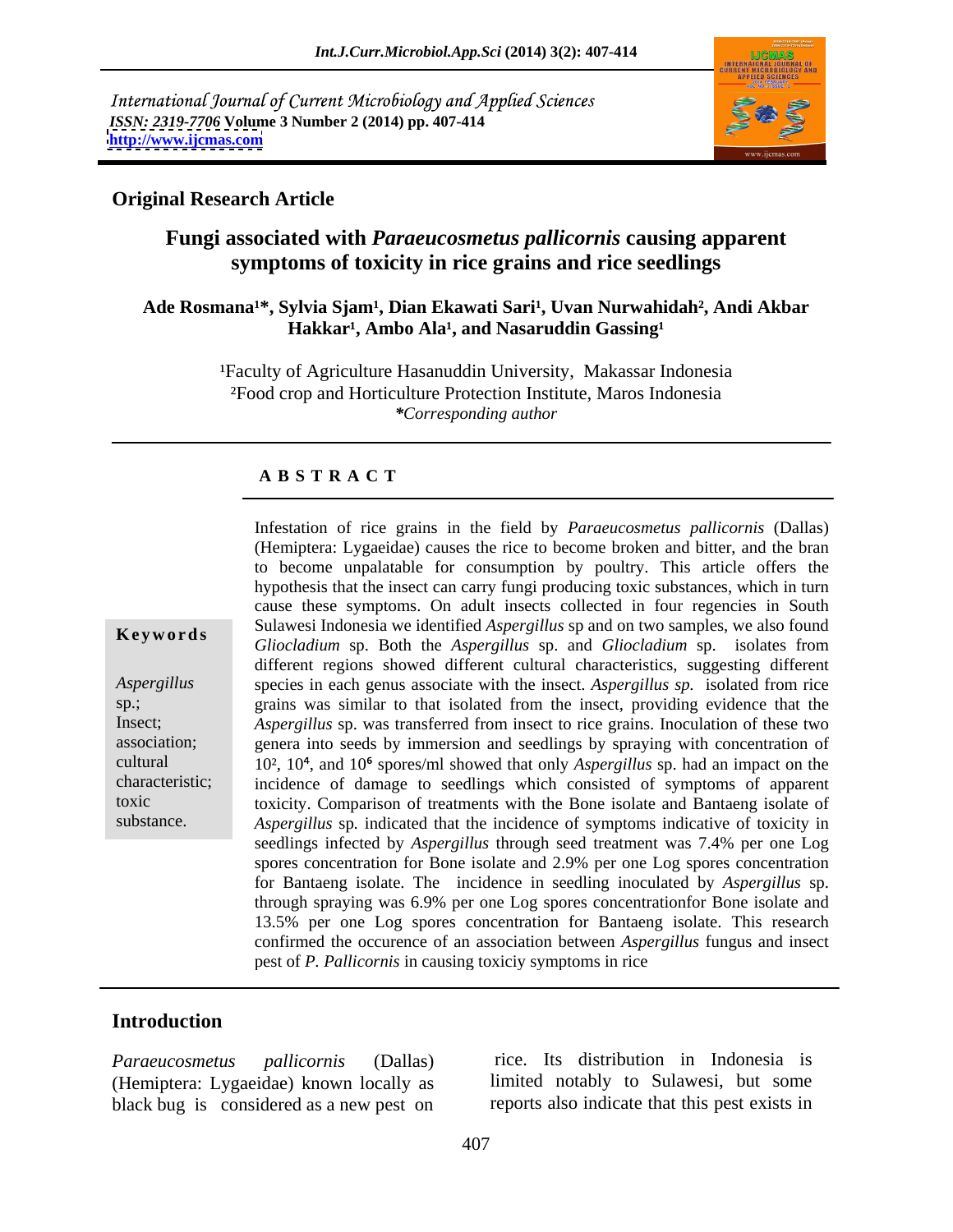International Journal of Current Microbiology and Applied Sciences
*ISSN: 2319-7706* **Volume 3 Number 2 (2014) pp. 407-414**
**http://www.ijcmas.com**

**Original Research Article**

# Fungi associated with *Paraeucosmetus pallicornis* causing apparent symptoms of toxicity in rice grains and rice seedlings

**Ade Rosmana[1]*, Sylvia Sjam[1], Dian Ekawati Sari[1], Uvan Nurwahidah[2], Andi Akbar Hakkar[1], Ambo Ala[1], and Nasaruddin Gassing[1]**

[1]Faculty of Agriculture Hasanuddin University, Makassar Indonesia
[2]Food crop and Horticulture Protection Institute, Maros Indonesia
**Corresponding author*

## A B S T R A C T

**Keywords**

*Aspergillus* sp.; Insect; association; cultural characteristic; toxic substance.

Infestation of rice grains in the field by *Paraeucosmetus pallicornis* (Dallas) (Hemiptera: Lygaeidae) causes the rice to become broken and bitter, and the bran to become unpalatable for consumption by poultry. This article offers the hypothesis that the insect can carry fungi producing toxic substances, which in turn cause these symptoms. On adult insects collected in four regencies in South Sulawesi Indonesia we identified *Aspergillus* sp and on two samples, we also found *Gliocladium* sp. Both the *Aspergillus* sp. and *Gliocladium* sp. isolates from different regions showed different cultural characteristics, suggesting different species in each genus associate with the insect. *Aspergillus sp.* isolated from rice grains was similar to that isolated from the insect, providing evidence that the *Aspergillus* sp. was transferred from insect to rice grains. Inoculation of these two genera into seeds by immersion and seedlings by spraying with concentration of $10^2$, $10^4$, and $10^6$ spores/ml showed that only *Aspergillus* sp. had an impact on the incidence of damage to seedlings which consisted of symptoms of apparent toxicity. Comparison of treatments with the Bone isolate and Bantaeng isolate of *Aspergillus* sp*.* indicated that the incidence of symptoms indicative of toxicity in seedlings infected by *Aspergillus* through seed treatment was 7.4% per one Log spores concentration for Bone isolate and 2.9% per one Log spores concentration for Bantaeng isolate. The incidence in seedling inoculated by *Aspergillus* sp. through spraying was 6.9% per one Log spores concentrationfor Bone isolate and 13.5% per one Log spores concentration for Bantaeng isolate. This research confirmed the occurence of an association between *Aspergillus* fungus and insect pest of *P. Pallicornis* in causing toxiciy symptoms in rice

## Introduction

*Paraeucosmetus pallicornis* (Dallas) (Hemiptera: Lygaeidae) known locally as black bug is considered as a new pest on rice. Its distribution in Indonesia is limited notably to Sulawesi, but some reports also indicate that this pest exists in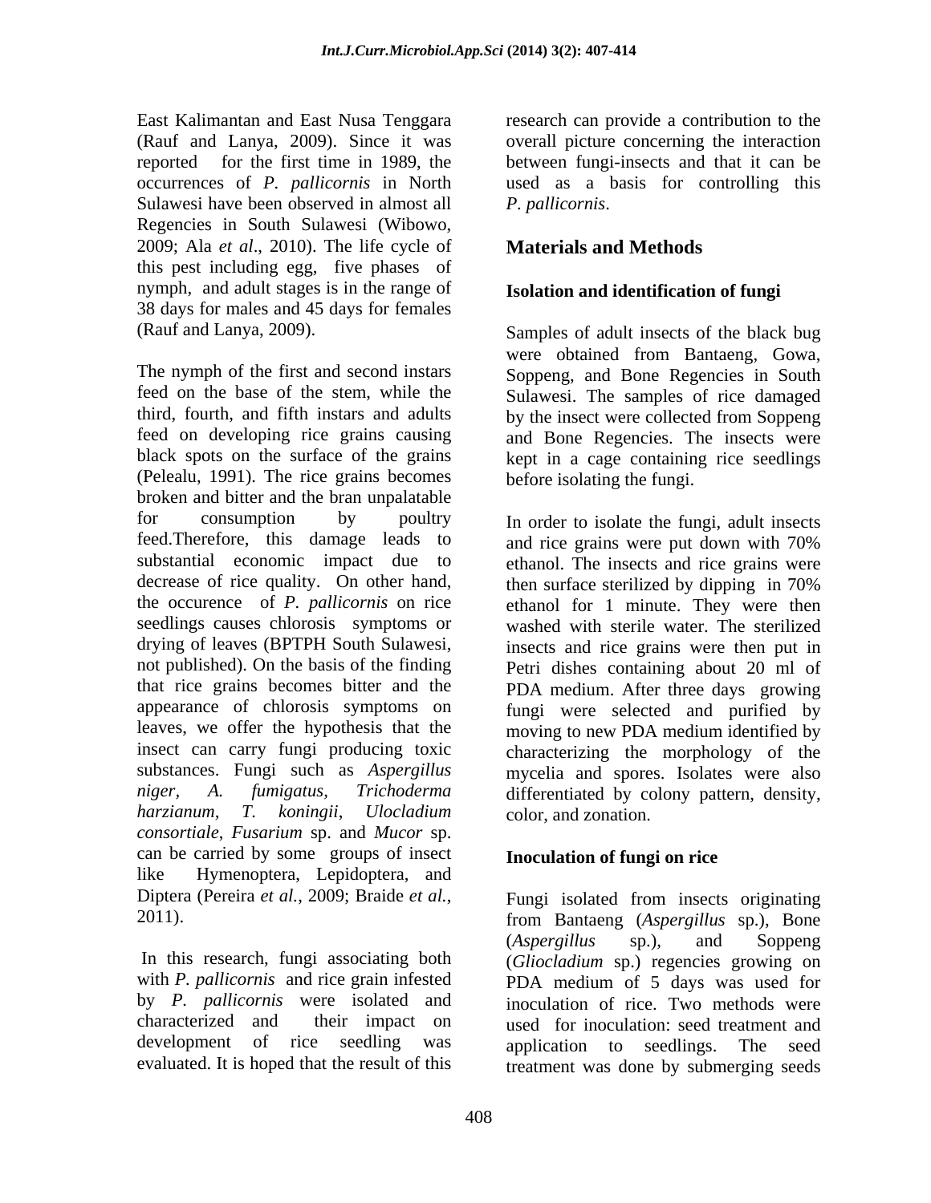East Kalimantan and East Nusa Tenggara (Rauf and Lanya, 2009). Since it was reported for the first time in 1989, the occurrences of *P. pallicornis* in North Sulawesi have been observed in almost all Regencies in South Sulawesi (Wibowo, 2009; Ala *et al*., 2010). The life cycle of this pest including egg, five phases of nymph, and adult stages is in the range of 38 days for males and 45 days for females (Rauf and Lanya, 2009).

The nymph of the first and second instars feed on the base of the stem, while the third, fourth, and fifth instars and adults feed on developing rice grains causing black spots on the surface of the grains (Pelealu, 1991). The rice grains becomes broken and bitter and the bran unpalatable for consumption by poultry feed.Therefore, this damage leads to substantial economic impact due to decrease of rice quality. On other hand, the occurence of *P. pallicornis* on rice seedlings causes chlorosis symptoms or drying of leaves (BPTPH South Sulawesi, not published). On the basis of the finding that rice grains becomes bitter and the appearance of chlorosis symptoms on leaves, we offer the hypothesis that the insect can carry fungi producing toxic substances. Fungi such as *Aspergillus niger*, *A. fumigatus*, *Trichoderma harzianum*, *T. koningii*, *Ulocladium consortiale*, *Fusarium* sp. and *Mucor* sp. can be carried by some groups of insect like Hymenoptera, Lepidoptera, and Diptera (Pereira *et al.*, 2009; Braide *et al.*, 2011).

In this research, fungi associating both with *P. pallicornis* and rice grain infested by *P. pallicornis* were isolated and characterized and their impact on development of rice seedling was evaluated. It is hoped that the result of this research can provide a contribution to the overall picture concerning the interaction between fungi-insects and that it can be used as a basis for controlling this *P. pallicornis*.

## Materials and Methods

### Isolation and identification of fungi

Samples of adult insects of the black bug were obtained from Bantaeng, Gowa, Soppeng, and Bone Regencies in South Sulawesi. The samples of rice damaged by the insect were collected from Soppeng and Bone Regencies. The insects were kept in a cage containing rice seedlings before isolating the fungi.

In order to isolate the fungi, adult insects and rice grains were put down with 70% ethanol. The insects and rice grains were then surface sterilized by dipping in 70% ethanol for 1 minute. They were then washed with sterile water. The sterilized insects and rice grains were then put in Petri dishes containing about 20 ml of PDA medium. After three days growing fungi were selected and purified by moving to new PDA medium identified by characterizing the morphology of the mycelia and spores. Isolates were also differentiated by colony pattern, density, color, and zonation.

### Inoculation of fungi on rice

Fungi isolated from insects originating from Bantaeng (*Aspergillus* sp.), Bone (*Aspergillus* sp.), and Soppeng (*Gliocladium* sp.) regencies growing on PDA medium of 5 days was used for inoculation of rice. Two methods were used for inoculation: seed treatment and application to seedlings. The seed treatment was done by submerging seeds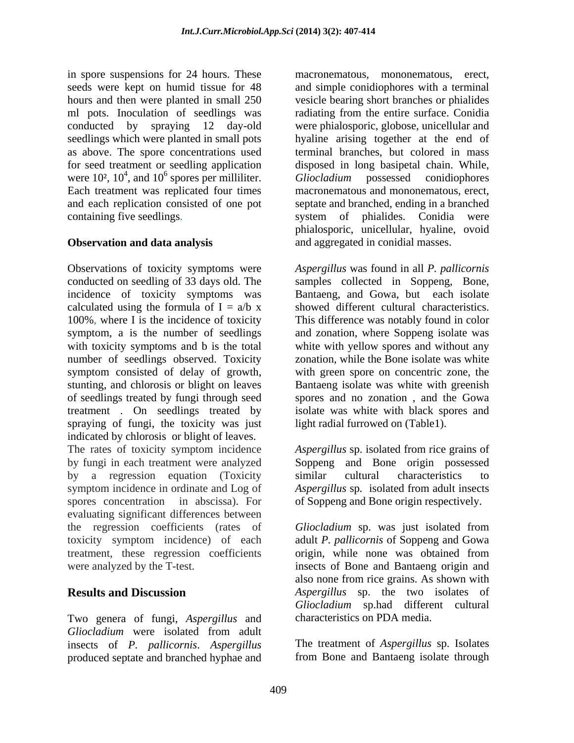in spore suspensions for 24 hours. These seeds were kept on humid tissue for 48 hours and then were planted in small 250 ml pots. Inoculation of seedlings was conducted by spraying 12 day-old seedlings which were planted in small pots as above. The spore concentrations used for seed treatment or seedling application were $10^2$, $10^4$, and $10^6$ spores per milliliter. Each treatment was replicated four times and each replication consisted of one pot containing five seedlings.

## Observation and data analysis

Observations of toxicity symptoms were conducted on seedling of 33 days old. The incidence of toxicity symptoms was calculated using the formula of $I = a/b \times 100\%$, where I is the incidence of toxicity symptom, a is the number of seedlings with toxicity symptoms and b is the total number of seedlings observed. Toxicity symptom consisted of delay of growth, stunting, and chlorosis or blight on leaves of seedlings treated by fungi through seed treatment . On seedlings treated by spraying of fungi, the toxicity was just indicated by chlorosis or blight of leaves.
The rates of toxicity symptom incidence by fungi in each treatment were analyzed by a regression equation (Toxicity symptom incidence in ordinate and Log of spores concentration in abscissa). For evaluating significant differences between the regression coefficients (rates of toxicity symptom incidence) of each treatment, these regression coefficients were analyzed by the T-test.

## Results and Discussion

Two genera of fungi, *Aspergillus* and *Gliocladium* were isolated from adult insects of *P. pallicornis*. *Aspergillus* produced septate and branched hyphae and macronematous, mononematous, erect, and simple conidiophores with a terminal vesicle bearing short branches or phialides radiating from the entire surface. Conidia were phialosporic, globose, unicellular and hyaline arising together at the end of terminal branches, but colored in mass disposed in long basipetal chain. While, *Gliocladium* possessed conidiophores macronematous and mononematous, erect, septate and branched, ending in a branched system of phialides. Conidia were phialosporic, unicellular, hyaline, ovoid and aggregated in conidial masses.

*Aspergillus* was found in all *P. pallicornis* samples collected in Soppeng, Bone, Bantaeng, and Gowa, but each isolate showed different cultural characteristics. This difference was notably found in color and zonation, where Soppeng isolate was white with yellow spores and without any zonation, while the Bone isolate was white with green spore on concentric zone, the Bantaeng isolate was white with greenish spores and no zonation , and the Gowa isolate was white with black spores and light radial furrowed on (Table1).

*Aspergillus* sp. isolated from rice grains of Soppeng and Bone origin possessed similar cultural characteristics to *Aspergillus* sp. isolated from adult insects of Soppeng and Bone origin respectively.

*Gliocladium* sp. was just isolated from adult *P. pallicornis* of Soppeng and Gowa origin, while none was obtained from insects of Bone and Bantaeng origin and also none from rice grains. As shown with *Aspergillus* sp. the two isolates of *Gliocladium* sp.had different cultural characteristics on PDA media.

The treatment of *Aspergillus* sp. Isolates from Bone and Bantaeng isolate through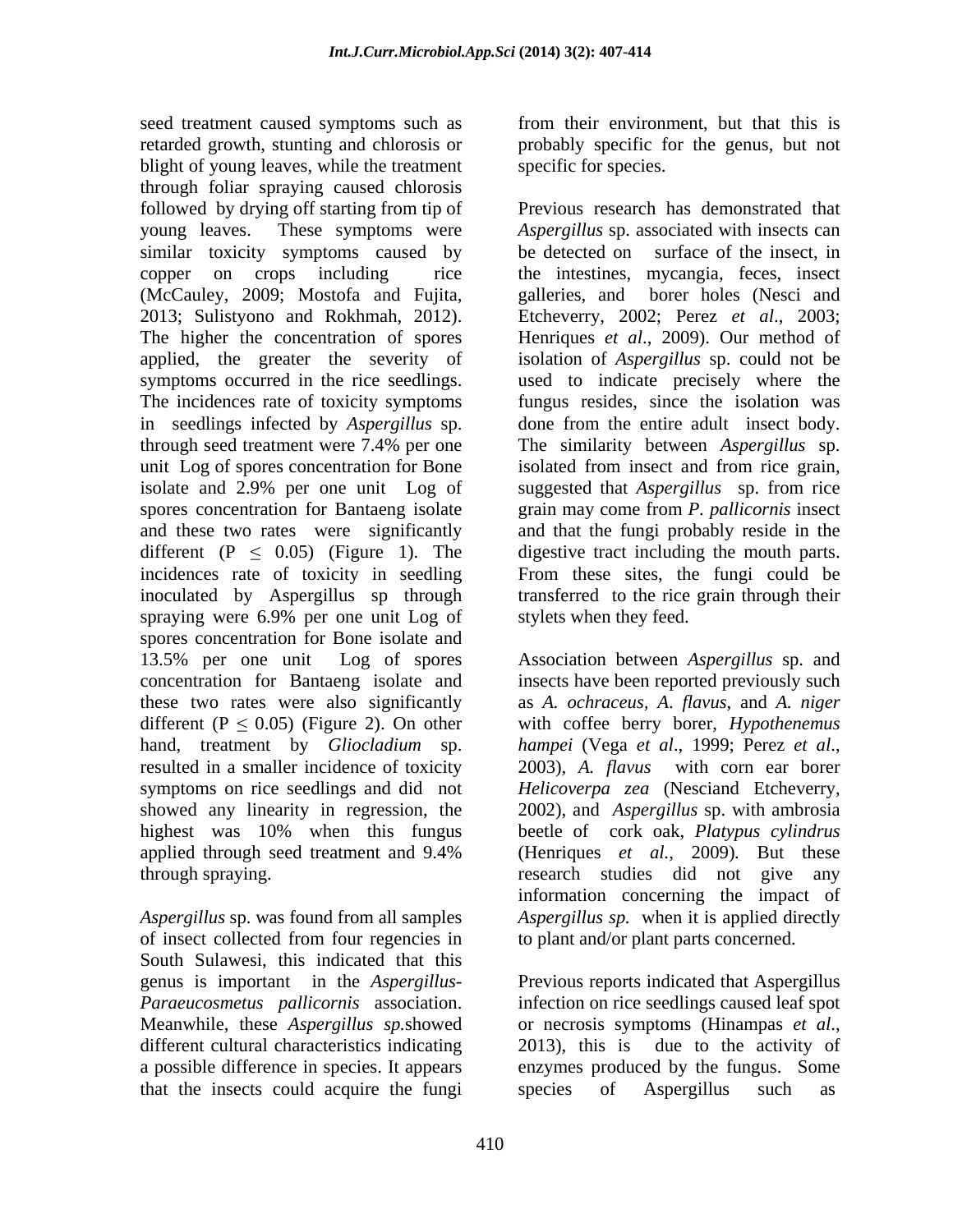seed treatment caused symptoms such as retarded growth, stunting and chlorosis or blight of young leaves, while the treatment through foliar spraying caused chlorosis followed by drying off starting from tip of young leaves. These symptoms were similar toxicity symptoms caused by copper on crops including rice (McCauley, 2009; Mostofa and Fujita, 2013; Sulistyono and Rokhmah, 2012). The higher the concentration of spores applied, the greater the severity of symptoms occurred in the rice seedlings. The incidences rate of toxicity symptoms in seedlings infected by *Aspergillus* sp. through seed treatment were 7.4% per one unit Log of spores concentration for Bone isolate and 2.9% per one unit Log of spores concentration for Bantaeng isolate and these two rates were significantly different ($P \leq 0.05$) (Figure 1). The incidences rate of toxicity in seedling inoculated by Aspergillus sp through spraying were 6.9% per one unit Log of spores concentration for Bone isolate and 13.5% per one unit Log of spores concentration for Bantaeng isolate and these two rates were also significantly different ($P \leq 0.05$) (Figure 2). On other hand, treatment by *Gliocladium* sp. resulted in a smaller incidence of toxicity symptoms on rice seedlings and did not showed any linearity in regression, the highest was 10% when this fungus applied through seed treatment and 9.4% through spraying.

*Aspergillus* sp. was found from all samples of insect collected from four regencies in South Sulawesi, this indicated that this genus is important in the *Aspergillus*-*Paraeucosmetus pallicornis* association. Meanwhile, these *Aspergillus sp.*showed different cultural characteristics indicating a possible difference in species. It appears that the insects could acquire the fungi from their environment, but that this is probably specific for the genus, but not specific for species.

Previous research has demonstrated that *Aspergillus* sp. associated with insects can be detected on surface of the insect, in the intestines, mycangia, feces, insect galleries, and borer holes (Nesci and Etcheverry, 2002; Perez *et al*., 2003; Henriques *et al*., 2009). Our method of isolation of *Aspergillus* sp. could not be used to indicate precisely where the fungus resides, since the isolation was done from the entire adult insect body. The similarity between *Aspergillus* sp. isolated from insect and from rice grain, suggested that *Aspergillus* sp. from rice grain may come from *P. pallicornis* insect and that the fungi probably reside in the digestive tract including the mouth parts. From these sites, the fungi could be transferred to the rice grain through their stylets when they feed.

Association between *Aspergillus* sp. and insects have been reported previously such as *A. ochraceus*, *A. flavus*, and *A. niger* with coffee berry borer, *Hypothenemus hampei* (Vega *et al*., 1999; Perez *et al*., 2003), *A. flavus* with corn ear borer *Helicoverpa zea* (Nesciand Etcheverry, 2002), and *Aspergillus* sp. with ambrosia beetle of cork oak, *Platypus cylindrus* (Henriques *et al.,* 2009). But these research studies did not give any information concerning the impact of *Aspergillus sp.* when it is applied directly to plant and/or plant parts concerned.

Previous reports indicated that Aspergillus infection on rice seedlings caused leaf spot or necrosis symptoms (Hinampas *et al*., 2013), this is due to the activity of enzymes produced by the fungus. Some species of Aspergillus such as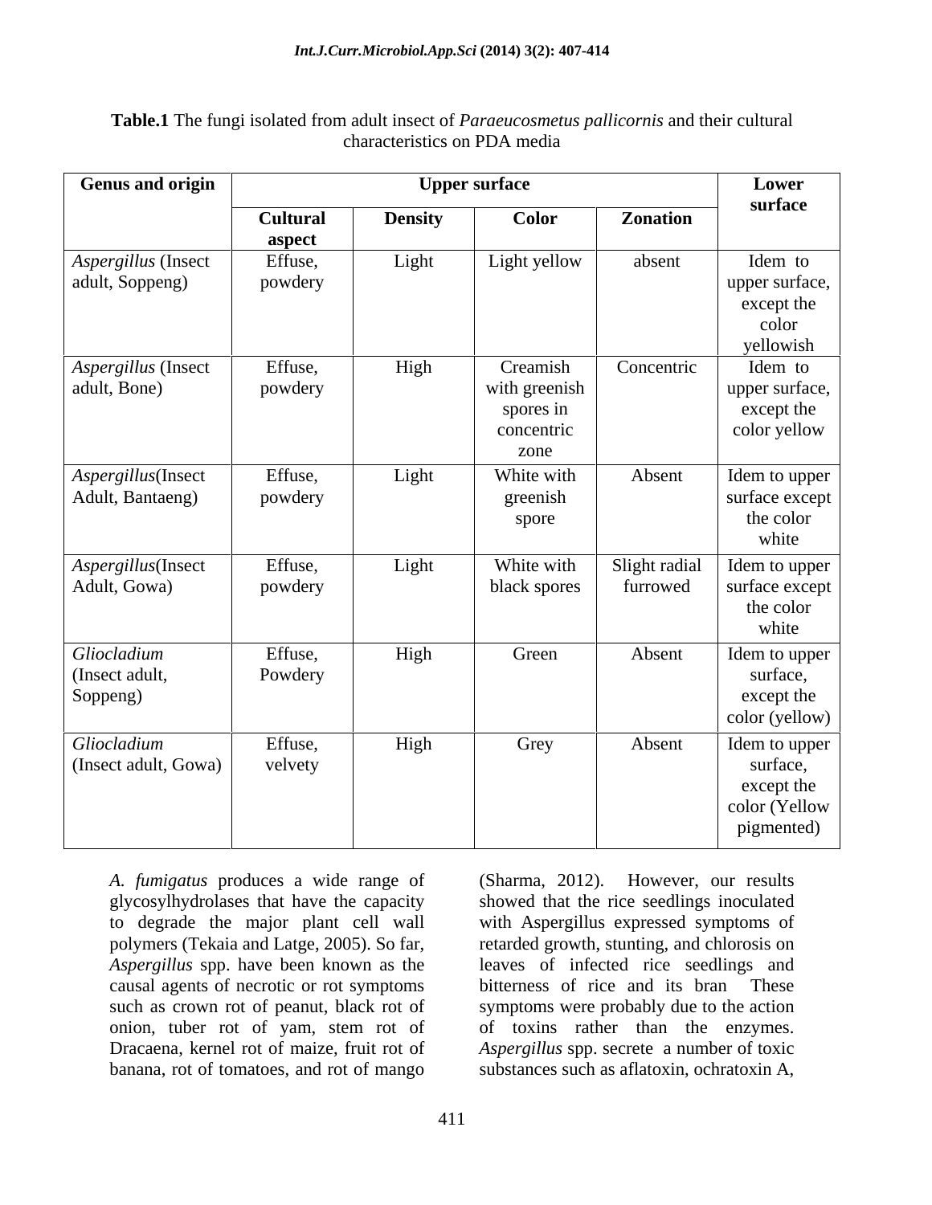**Table.1** The fungi isolated from adult insect of *Paraeucosmetus pallicornis* and their cultural characteristics on PDA media

| Genus and origin | Upper surface | | | | Lower surface |
|---|---|---|---|---|---|
| | Cultural aspect | Density | Color | Zonation | |
| *Aspergillus* (Insect adult, Soppeng) | Effuse, powdery | Light | Light yellow | absent | Idem to upper surface, except the color yellowish |
| *Aspergillus* (Insect adult, Bone) | Effuse, powdery | High | Creamish with greenish spores in concentric zone | Concentric | Idem to upper surface, except the color yellow |
| *Aspergillus*(Insect Adult, Bantaeng) | Effuse, powdery | Light | White with greenish spore | Absent | Idem to upper surface except the color white |
| *Aspergillus*(Insect Adult, Gowa) | Effuse, powdery | Light | White with black spores | Slight radial furrowed | Idem to upper surface except the color white |
| *Gliocladium* (Insect adult, Soppeng) | Effuse, Powdery | High | Green | Absent | Idem to upper surface, except the color (yellow) |
| *Gliocladium* (Insect adult, Gowa) | Effuse, velvety | High | Grey | Absent | Idem to upper surface, except the color (Yellow pigmented) |

*A. fumigatus* produces a wide range of glycosylhydrolases that have the capacity to degrade the major plant cell wall polymers (Tekaia and Latge, 2005). So far, *Aspergillus* spp. have been known as the causal agents of necrotic or rot symptoms such as crown rot of peanut, black rot of onion, tuber rot of yam, stem rot of Dracaena, kernel rot of maize, fruit rot of banana, rot of tomatoes, and rot of mango (Sharma, 2012). However, our results showed that the rice seedlings inoculated with Aspergillus expressed symptoms of retarded growth, stunting, and chlorosis on leaves of infected rice seedlings and bitterness of rice and its bran These symptoms were probably due to the action of toxins rather than the enzymes. *Aspergillus* spp. secrete a number of toxic substances such as aflatoxin, ochratoxin A,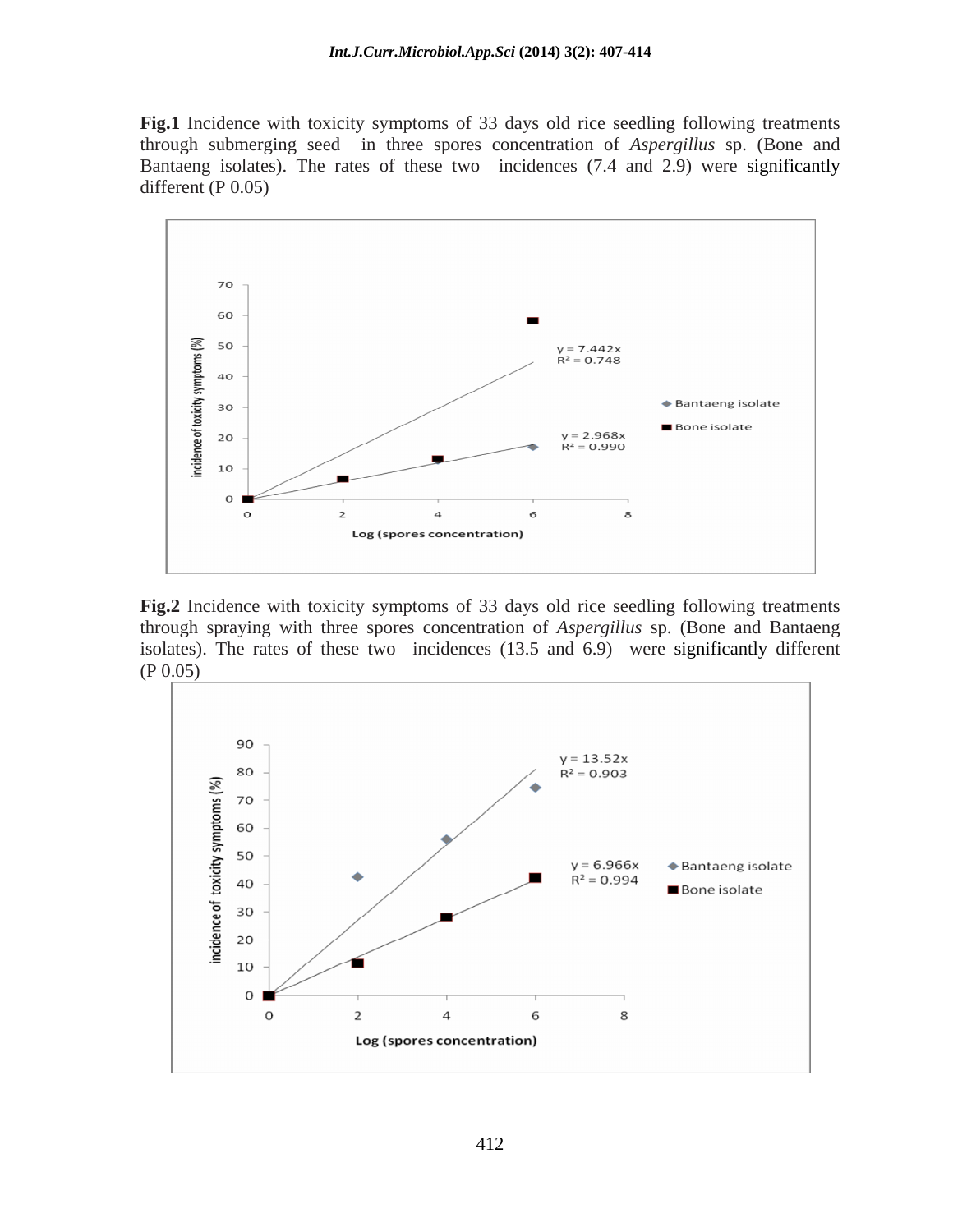**Fig.1** Incidence with toxicity symptoms of 33 days old rice seedling following treatments through submerging seed in three spores concentration of *Aspergillus* sp. (Bone and Bantaeng isolates). The rates of these two incidences (7.4 and 2.9) were significantly different (P 0.05)

**Fig.2** Incidence with toxicity symptoms of 33 days old rice seedling following treatments through spraying with three spores concentration of *Aspergillus* sp. (Bone and Bantaeng isolates). The rates of these two incidences (13.5 and 6.9) were significantly different (P 0.05)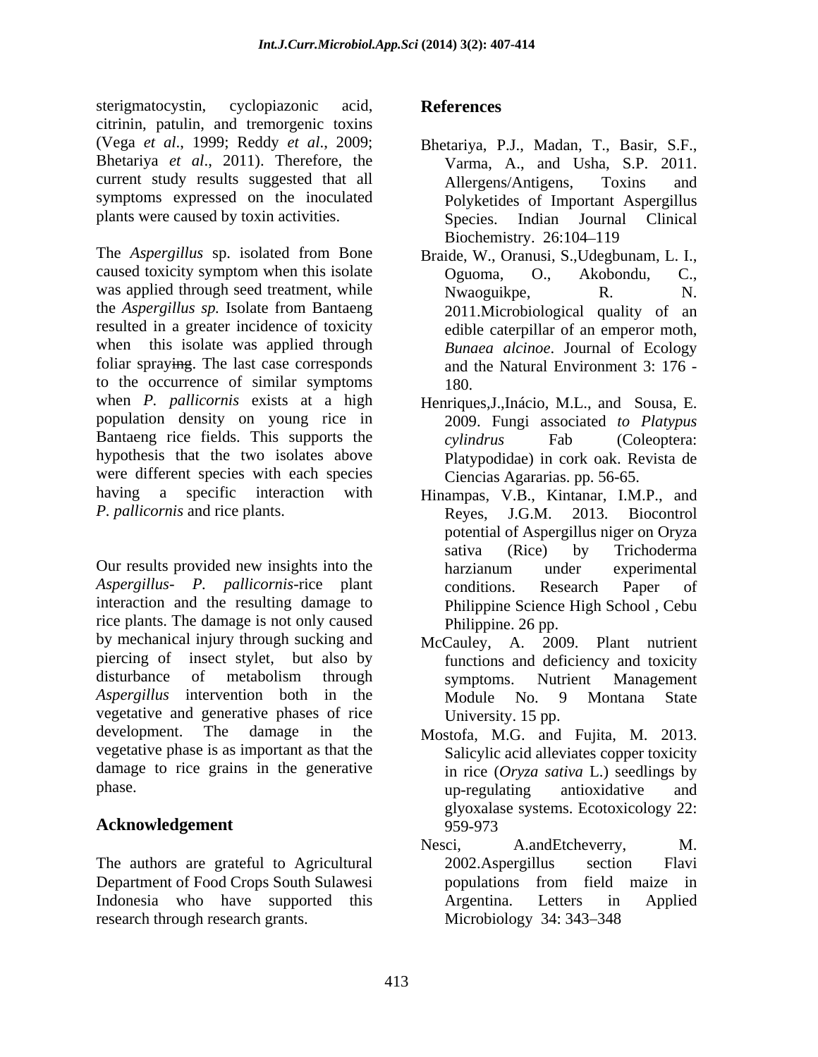sterigmatocystin, cyclopiazonic acid, citrinin, patulin, and tremorgenic toxins (Vega *et al*., 1999; Reddy *et al*., 2009; Bhetariya *et al*., 2011). Therefore, the current study results suggested that all symptoms expressed on the inoculated plants were caused by toxin activities.

The *Aspergillus* sp. isolated from Bone caused toxicity symptom when this isolate was applied through seed treatment, while the *Aspergillus sp.* Isolate from Bantaeng resulted in a greater incidence of toxicity when this isolate was applied through foliar spraying. The last case corresponds to the occurrence of similar symptoms when *P. pallicornis* exists at a high population density on young rice in Bantaeng rice fields. This supports the hypothesis that the two isolates above were different species with each species having a specific interaction with *P. pallicornis* and rice plants.

Our results provided new insights into the *Aspergillus*- *P. pallicornis*-rice plant interaction and the resulting damage to rice plants. The damage is not only caused by mechanical injury through sucking and piercing of insect stylet, but also by disturbance of metabolism through *Aspergillus* intervention both in the vegetative and generative phases of rice development. The damage in the vegetative phase is as important as that the damage to rice grains in the generative phase.

## Acknowledgement

The authors are grateful to Agricultural Department of Food Crops South Sulawesi Indonesia who have supported this research through research grants.

## References

Bhetariya, P.J., Madan, T., Basir, S.F., Varma, A., and Usha, S.P. 2011. Allergens/Antigens, Toxins and Polyketides of Important Aspergillus Species. Indian Journal Clinical Biochemistry. 26:104–119

Braide, W., Oranusi, S.,Udegbunam, L. I., Oguoma, O., Akobondu, C., Nwaoguikpe, R. N. 2011.Microbiological quality of an edible caterpillar of an emperor moth, *Bunaea alcinoe*. Journal of Ecology and the Natural Environment 3: 176 - 180.

Henriques,J.,Inácio, M.L., and Sousa, E. 2009. Fungi associated *to Platypus cylindrus* Fab (Coleoptera: Platypodidae) in cork oak. Revista de Ciencias Agrararias. pp. 56-65.

Hinampas, V.B., Kintanar, I.M.P., and Reyes, J.G.M. 2013. Biocontrol potential of Aspergillus niger on Oryza sativa (Rice) by Trichoderma harzianum under experimental conditions. Research Paper of Philippine Science High School , Cebu Philippine. 26 pp.

McCauley, A. 2009. Plant nutrient functions and deficiency and toxicity symptoms. Nutrient Management Module No. 9 Montana State University. 15 pp.

Mostofa, M.G. and Fujita, M. 2013. Salicylic acid alleviates copper toxicity in rice (*Oryza sativa* L.) seedlings by up-regulating antioxidative and glyoxalase systems. Ecotoxicology 22: 959-973

Nesci, A.andEtcheverry, M. 2002.Aspergillus section Flavi populations from field maize in Argentina. Letters in Applied Microbiology 34: 343–348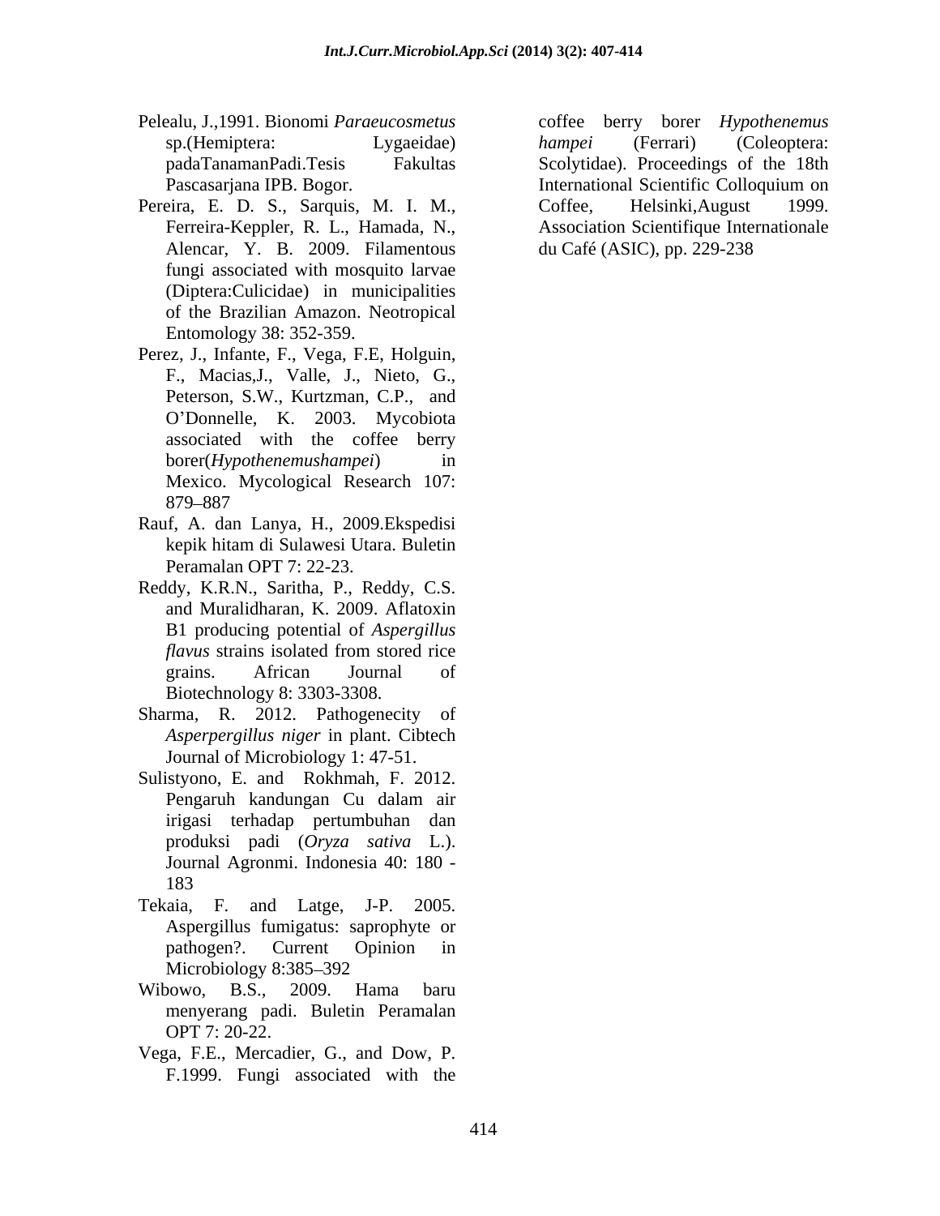Pelealu, J.,1991. Bionomi *Paraeucosmetus* sp.(Hemiptera: Lygaeidae) padaTanamanPadi.Tesis Fakultas Pascasarjana IPB. Bogor.

Pereira, E. D. S., Sarquis, M. I. M., Ferreira-Keppler, R. L., Hamada, N., Alencar, Y. B. 2009. Filamentous fungi associated with mosquito larvae (Diptera:Culicidae) in municipalities of the Brazilian Amazon. Neotropical Entomology 38: 352-359.

Perez, J., Infante, F., Vega, F.E, Holguin, F., Macias,J., Valle, J., Nieto, G., Peterson, S.W., Kurtzman, C.P., and O'Donnelle, K. 2003. Mycobiota associated with the coffee berry borer(*Hypothenemushampei*) in Mexico. Mycological Research 107: 879–887

Rauf, A. dan Lanya, H., 2009.Ekspedisi kepik hitam di Sulawesi Utara. Buletin Peramalan OPT 7: 22-23.

Reddy, K.R.N., Saritha, P., Reddy, C.S. and Muralidharan, K. 2009. Aflatoxin B1 producing potential of *Aspergillus flavus* strains isolated from stored rice grains. African Journal of Biotechnology 8: 3303-3308.

Sharma, R. 2012. Pathogenecity of *Asperpergillus niger* in plant. Cibtech Journal of Microbiology 1: 47-51.

Sulistyono, E. and Rokhmah, F. 2012. Pengaruh kandungan Cu dalam air irigasi terhadap pertumbuhan dan produksi padi (*Oryza sativa* L.). Journal Agronmi. Indonesia 40: 180 - 183

Tekaia, F. and Latge, J-P. 2005. Aspergillus fumigatus: saprophyte or pathogen?. Current Opinion in Microbiology 8:385–392

Wibowo, B.S., 2009. Hama baru menyerang padi. Buletin Peramalan OPT 7: 20-22.

Vega, F.E., Mercadier, G., and Dow, P. F.1999. Fungi associated with the coffee berry borer *Hypothenemus hampei* (Ferrari) (Coleoptera: Scolytidae). Proceedings of the 18th International Scientific Colloquium on Coffee, Helsinki,August 1999. Association Scientifique Internationale du Café (ASIC), pp. 229-238